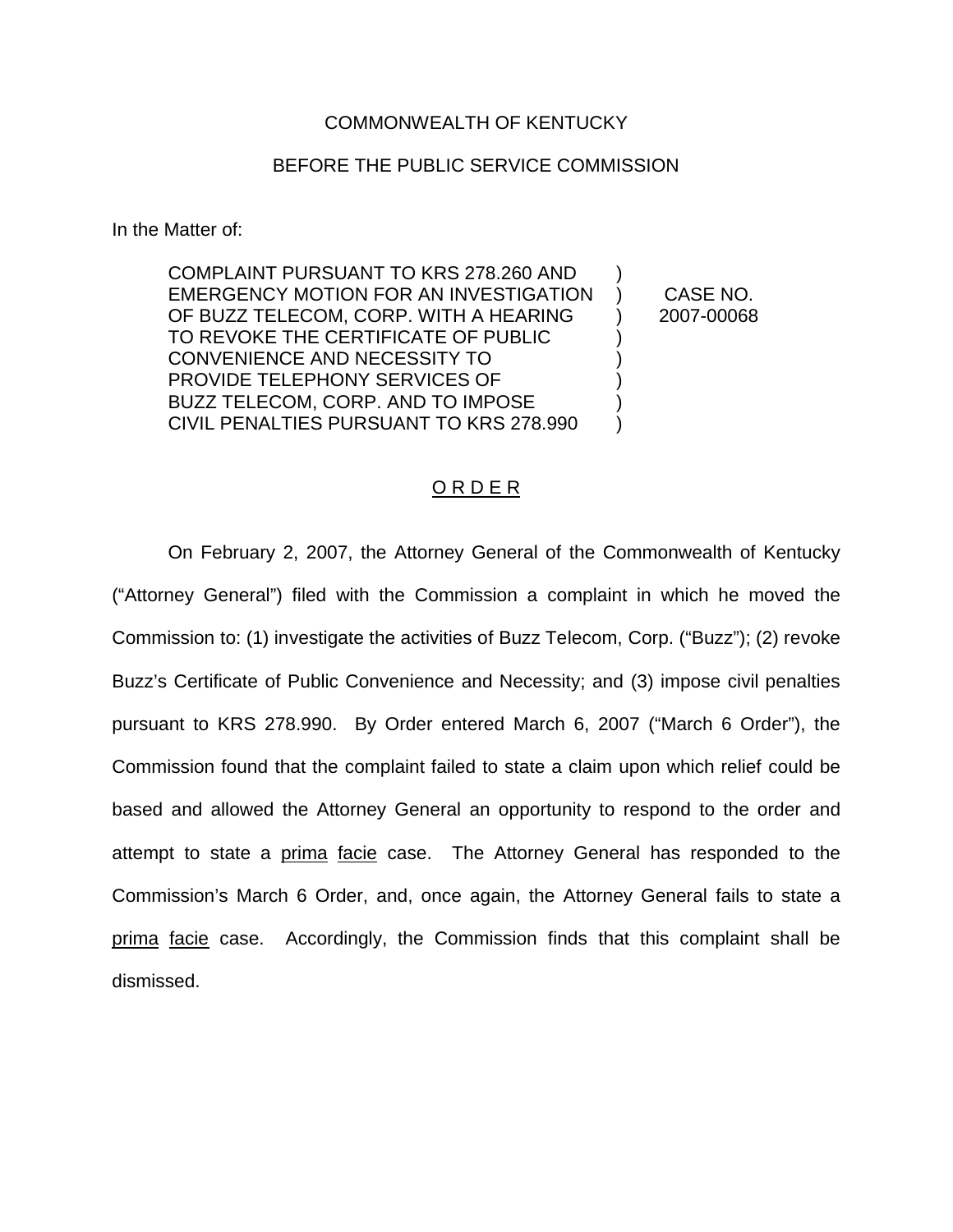COMMONWEALTH OF KENTUCKY

BEFORE THE PUBLIC SERVICE COMMISSION

In the Matter of:

| | | |
|---|---|---|
| COMPLAINT PURSUANT TO KRS 278.260 AND EMERGENCY MOTION FOR AN INVESTIGATION OF BUZZ TELECOM, CORP. WITH A HEARING TO REVOKE THE CERTIFICATE OF PUBLIC CONVENIENCE AND NECESSITY TO PROVIDE TELEPHONY SERVICES OF BUZZ TELECOM, CORP. AND TO IMPOSE CIVIL PENALTIES PURSUANT TO KRS 278.990 | ) | CASE NO. 2007-00068 |

## O R D E R

On February 2, 2007, the Attorney General of the Commonwealth of Kentucky ("Attorney General") filed with the Commission a complaint in which he moved the Commission to: (1) investigate the activities of Buzz Telecom, Corp. ("Buzz"); (2) revoke Buzz's Certificate of Public Convenience and Necessity; and (3) impose civil penalties pursuant to KRS 278.990. By Order entered March 6, 2007 ("March 6 Order"), the Commission found that the complaint failed to state a claim upon which relief could be based and allowed the Attorney General an opportunity to respond to the order and attempt to state a prima facie case. The Attorney General has responded to the Commission's March 6 Order, and, once again, the Attorney General fails to state a prima facie case. Accordingly, the Commission finds that this complaint shall be dismissed.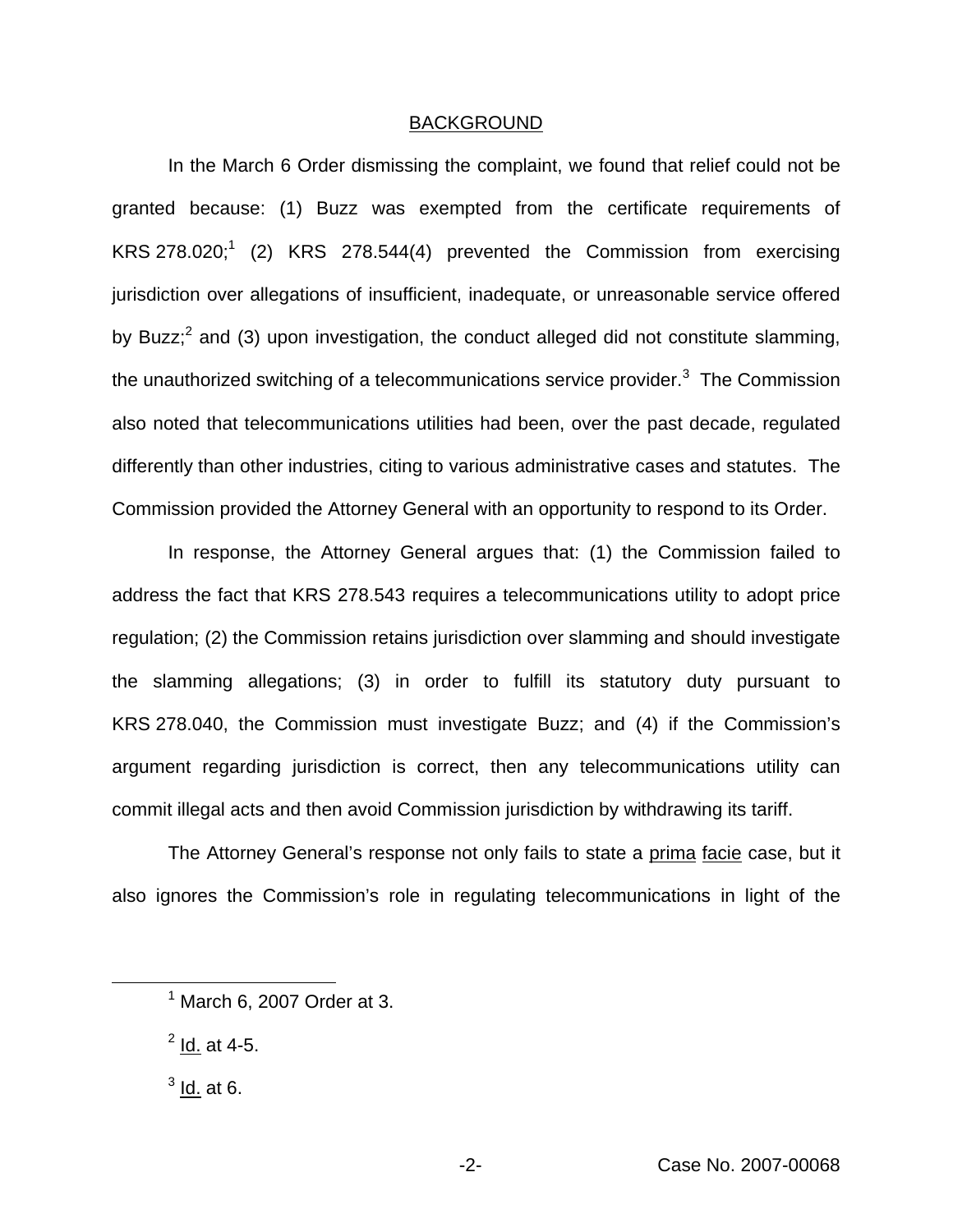## BACKGROUND

In the March 6 Order dismissing the complaint, we found that relief could not be granted because: (1) Buzz was exempted from the certificate requirements of KRS 278.020;[1] (2) KRS 278.544(4) prevented the Commission from exercising jurisdiction over allegations of insufficient, inadequate, or unreasonable service offered by Buzz;[2] and (3) upon investigation, the conduct alleged did not constitute slamming, the unauthorized switching of a telecommunications service provider.[3] The Commission also noted that telecommunications utilities had been, over the past decade, regulated differently than other industries, citing to various administrative cases and statutes. The Commission provided the Attorney General with an opportunity to respond to its Order.

In response, the Attorney General argues that: (1) the Commission failed to address the fact that KRS 278.543 requires a telecommunications utility to adopt price regulation; (2) the Commission retains jurisdiction over slamming and should investigate the slamming allegations; (3) in order to fulfill its statutory duty pursuant to KRS 278.040, the Commission must investigate Buzz; and (4) if the Commission's argument regarding jurisdiction is correct, then any telecommunications utility can commit illegal acts and then avoid Commission jurisdiction by withdrawing its tariff.

The Attorney General's response not only fails to state a <u>prima</u> <u>facie</u> case, but it also ignores the Commission's role in regulating telecommunications in light of the

---

[1] March 6, 2007 Order at 3.

[2] <u>Id.</u> at 4-5.

[3] <u>Id.</u> at 6.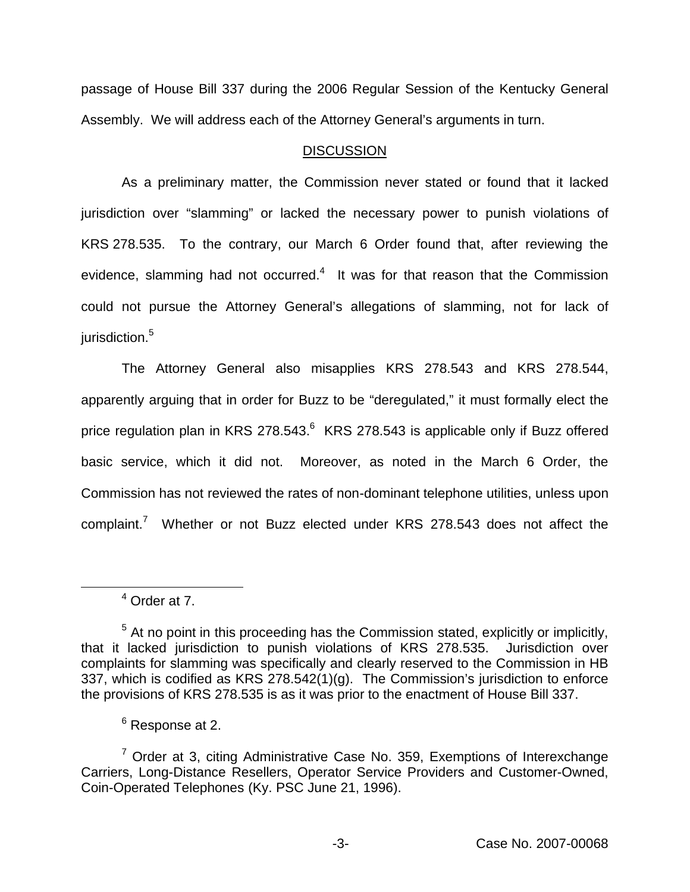passage of House Bill 337 during the 2006 Regular Session of the Kentucky General Assembly. We will address each of the Attorney General's arguments in turn.

## DISCUSSION

As a preliminary matter, the Commission never stated or found that it lacked jurisdiction over "slamming" or lacked the necessary power to punish violations of KRS 278.535. To the contrary, our March 6 Order found that, after reviewing the evidence, slamming had not occurred.[4] It was for that reason that the Commission could not pursue the Attorney General's allegations of slamming, not for lack of jurisdiction.[5]

The Attorney General also misapplies KRS 278.543 and KRS 278.544, apparently arguing that in order for Buzz to be "deregulated," it must formally elect the price regulation plan in KRS 278.543.[6] KRS 278.543 is applicable only if Buzz offered basic service, which it did not. Moreover, as noted in the March 6 Order, the Commission has not reviewed the rates of non-dominant telephone utilities, unless upon complaint.[7] Whether or not Buzz elected under KRS 278.543 does not affect the

---

[4] Order at 7.

[5] At no point in this proceeding has the Commission stated, explicitly or implicitly, that it lacked jurisdiction to punish violations of KRS 278.535. Jurisdiction over complaints for slamming was specifically and clearly reserved to the Commission in HB 337, which is codified as KRS 278.542(1)(g). The Commission's jurisdiction to enforce the provisions of KRS 278.535 is as it was prior to the enactment of House Bill 337.

[6] Response at 2.

[7] Order at 3, citing Administrative Case No. 359, Exemptions of Interexchange Carriers, Long-Distance Resellers, Operator Service Providers and Customer-Owned, Coin-Operated Telephones (Ky. PSC June 21, 1996).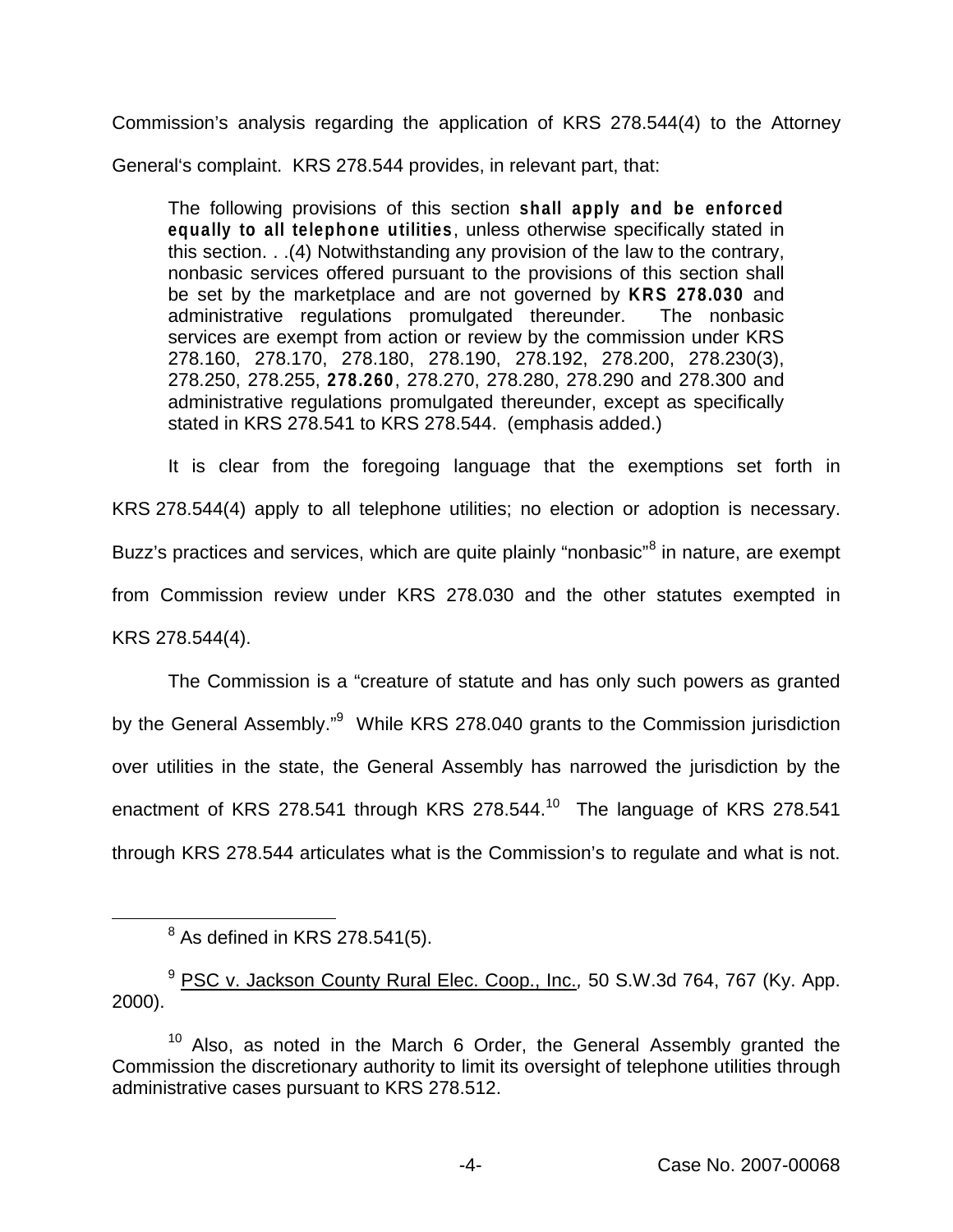Commission's analysis regarding the application of KRS 278.544(4) to the Attorney General's complaint. KRS 278.544 provides, in relevant part, that:

> The following provisions of this section **shall apply and be enforced equally to all telephone utilities**, unless otherwise specifically stated in this section. . .(4) Notwithstanding any provision of the law to the contrary, nonbasic services offered pursuant to the provisions of this section shall be set by the marketplace and are not governed by **KRS 278.030** and administrative regulations promulgated thereunder. The nonbasic services are exempt from action or review by the commission under KRS 278.160, 278.170, 278.180, 278.190, 278.192, 278.200, 278.230(3), 278.250, 278.255, **278.260**, 278.270, 278.280, 278.290 and 278.300 and administrative regulations promulgated thereunder, except as specifically stated in KRS 278.541 to KRS 278.544. (emphasis added.)

It is clear from the foregoing language that the exemptions set forth in KRS 278.544(4) apply to all telephone utilities; no election or adoption is necessary. Buzz's practices and services, which are quite plainly "nonbasic"[8] in nature, are exempt from Commission review under KRS 278.030 and the other statutes exempted in KRS 278.544(4).

The Commission is a "creature of statute and has only such powers as granted by the General Assembly."[9] While KRS 278.040 grants to the Commission jurisdiction over utilities in the state, the General Assembly has narrowed the jurisdiction by the enactment of KRS 278.541 through KRS 278.544.[10] The language of KRS 278.541 through KRS 278.544 articulates what is the Commission's to regulate and what is not.

---

[8] As defined in KRS 278.541(5).

[9] PSC v. Jackson County Rural Elec. Coop., Inc., 50 S.W.3d 764, 767 (Ky. App. 2000).

[10] Also, as noted in the March 6 Order, the General Assembly granted the Commission the discretionary authority to limit its oversight of telephone utilities through administrative cases pursuant to KRS 278.512.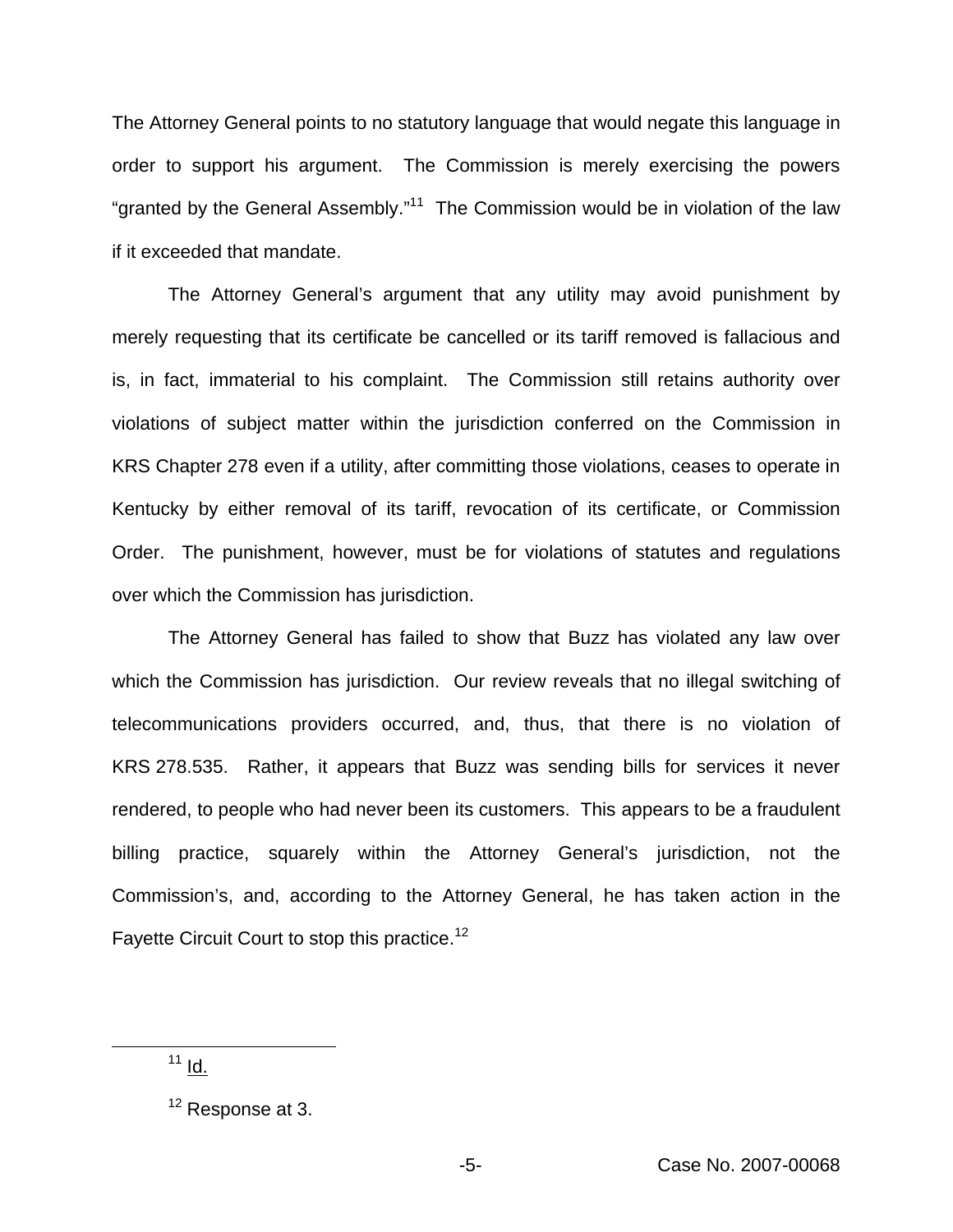The Attorney General points to no statutory language that would negate this language in order to support his argument. The Commission is merely exercising the powers "granted by the General Assembly."[11] The Commission would be in violation of the law if it exceeded that mandate.

The Attorney General's argument that any utility may avoid punishment by merely requesting that its certificate be cancelled or its tariff removed is fallacious and is, in fact, immaterial to his complaint. The Commission still retains authority over violations of subject matter within the jurisdiction conferred on the Commission in KRS Chapter 278 even if a utility, after committing those violations, ceases to operate in Kentucky by either removal of its tariff, revocation of its certificate, or Commission Order. The punishment, however, must be for violations of statutes and regulations over which the Commission has jurisdiction.

The Attorney General has failed to show that Buzz has violated any law over which the Commission has jurisdiction. Our review reveals that no illegal switching of telecommunications providers occurred, and, thus, that there is no violation of KRS 278.535. Rather, it appears that Buzz was sending bills for services it never rendered, to people who had never been its customers. This appears to be a fraudulent billing practice, squarely within the Attorney General's jurisdiction, not the Commission's, and, according to the Attorney General, he has taken action in the Fayette Circuit Court to stop this practice.[12]

---

[11] Id.

[12] Response at 3.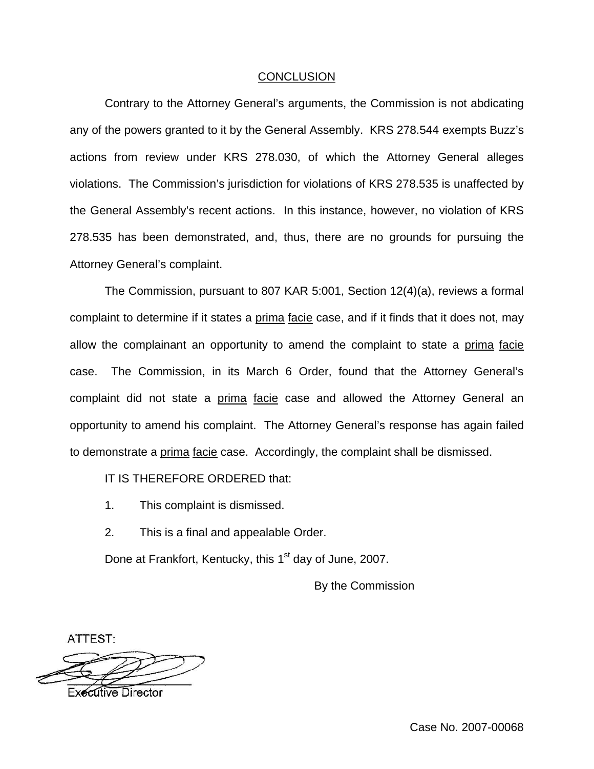## CONCLUSION

Contrary to the Attorney General's arguments, the Commission is not abdicating any of the powers granted to it by the General Assembly. KRS 278.544 exempts Buzz's actions from review under KRS 278.030, of which the Attorney General alleges violations. The Commission's jurisdiction for violations of KRS 278.535 is unaffected by the General Assembly's recent actions. In this instance, however, no violation of KRS 278.535 has been demonstrated, and, thus, there are no grounds for pursuing the Attorney General's complaint.

The Commission, pursuant to 807 KAR 5:001, Section 12(4)(a), reviews a formal complaint to determine if it states a prima facie case, and if it finds that it does not, may allow the complainant an opportunity to amend the complaint to state a prima facie case. The Commission, in its March 6 Order, found that the Attorney General's complaint did not state a prima facie case and allowed the Attorney General an opportunity to amend his complaint. The Attorney General's response has again failed to demonstrate a prima facie case. Accordingly, the complaint shall be dismissed.

IT IS THEREFORE ORDERED that:

1. This complaint is dismissed.
2. This is a final and appealable Order.

Done at Frankfort, Kentucky, this 1st day of June, 2007.

By the Commission

ATTEST:

Executive Director

Case No. 2007-00068